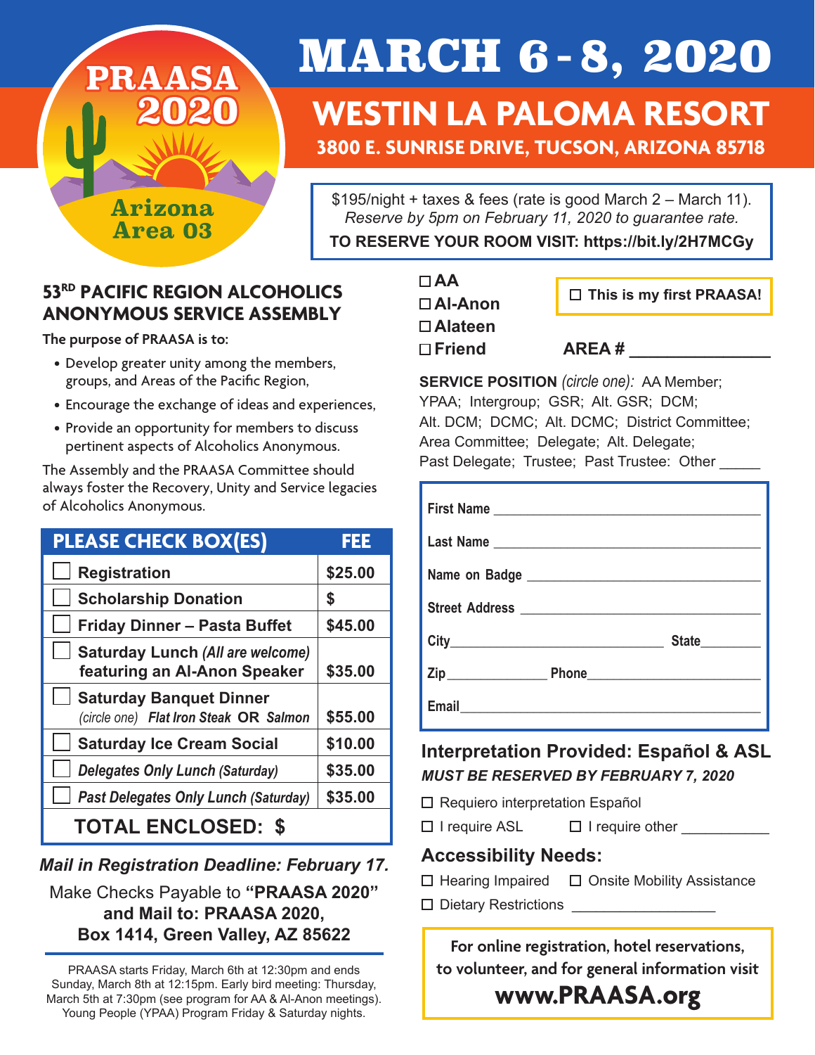# MARCH 6 - 8, 2020

## WESTIN LA PALOMA RESORT

**3800 E. SUNRISE DRIVE, TUCSON, ARIZONA 85718**

PRAASA 2020
Arizona Area 03

$195/night + taxes & fees (rate is good March 2 – March 11).
*Reserve by 5pm on February 11, 2020 to guarantee rate.*
**TO RESERVE YOUR ROOM VISIT: https://bit.ly/2H7MCGy**

### 53RD PACIFIC REGION ALCOHOLICS ANONYMOUS SERVICE ASSEMBLY

**The purpose of PRAASA is to:**

- Develop greater unity among the members, groups, and Areas of the Pacific Region,
- Encourage the exchange of ideas and experiences,
- Provide an opportunity for members to discuss pertinent aspects of Alcoholics Anonymous.

The Assembly and the PRAASA Committee should always foster the Recovery, Unity and Service legacies of Alcoholics Anonymous.

| PLEASE CHECK BOX(ES) | FEE |
|---|---|
| ☐ Registration | $25.00 |
| ☐ Scholarship Donation | $ |
| ☐ Friday Dinner – Pasta Buffet | $45.00 |
| ☐ Saturday Lunch *(All are welcome)* featuring an Al-Anon Speaker | $35.00 |
| ☐ Saturday Banquet Dinner *(circle one)* *Flat Iron Steak* **OR** *Salmon* | $55.00 |
| ☐ Saturday Ice Cream Social | $10.00 |
| ☐ *Delegates Only Lunch (Saturday)* | $35.00 |
| ☐ *Past Delegates Only Lunch (Saturday)* | $35.00 |
| **TOTAL ENCLOSED: $** | |

***Mail in Registration Deadline: February 17.***

Make Checks Payable to **"PRAASA 2020"**
**and Mail to: PRAASA 2020,**
**Box 1414, Green Valley, AZ 85622**

PRAASA starts Friday, March 6th at 12:30pm and ends Sunday, March 8th at 12:15pm. Early bird meeting: Thursday, March 5th at 7:30pm (see program for AA & Al-Anon meetings). Young People (YPAA) Program Friday & Saturday nights.

☐ **AA**
☐ **Al-Anon**
☐ **Alateen**
☐ **Friend**

☐ **This is my first PRAASA!**

**AREA #** ______________

**SERVICE POSITION** *(circle one):* AA Member; YPAA; Intergroup; GSR; Alt. GSR; DCM; Alt. DCM; DCMC; Alt. DCMC; District Committee; Area Committee; Delegate; Alt. Delegate; Past Delegate; Trustee; Past Trustee: Other _____

**First Name** ______________________________

**Last Name** ______________________________

**Name on Badge** ______________________________

**Street Address** ______________________________

**City** ______________________ **State** ________

**Zip** ____________ **Phone** ____________________

**Email** ______________________________

### Interpretation Provided: Español & ASL

***MUST BE RESERVED BY FEBRUARY 7, 2020***

☐ Requiero interpretation Español

☐ I require ASL ☐ I require other __________

### Accessibility Needs:

☐ Hearing Impaired ☐ Onsite Mobility Assistance

☐ Dietary Restrictions ________________

**For online registration, hotel reservations, to volunteer, and for general information visit**
**www.PRAASA.org**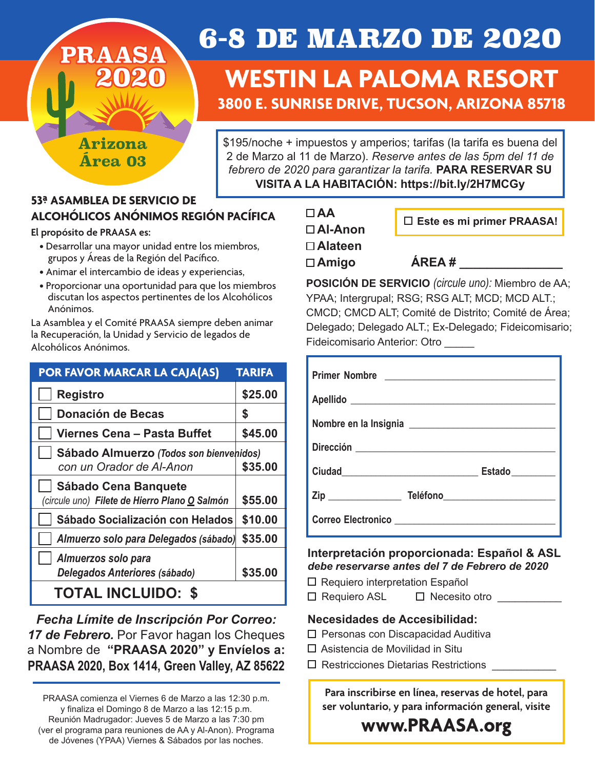# 6-8 DE MARZO DE 2020

PRAASA 2020
Arizona Área 03

## WESTIN LA PALOMA RESORT

### 3800 E. SUNRISE DRIVE, TUCSON, ARIZONA 85718

$195/noche + impuestos y amperios; tarifas (la tarifa es buena del 2 de Marzo al 11 de Marzo). *Reserve antes de las 5pm del 11 de febrero de 2020 para garantizar la tarifa.* **PARA RESERVAR SU VISITA A LA HABITACIÓN: https://bit.ly/2H7MCGy**

### 53ª ASAMBLEA DE SERVICIO DE ALCOHÓLICOS ANÓNIMOS REGIÓN PACÍFICA

**El propósito de PRAASA es:**

- Desarrollar una mayor unidad entre los miembros, grupos y Áreas de la Región del Pacífico.
- Animar el intercambio de ideas y experiencias,
- Proporcionar una oportunidad para que los miembros discutan los aspectos pertinentes de los Alcohólicos Anónimos.

La Asamblea y el Comité PRAASA siempre deben animar la Recuperación, la Unidad y Servicio de legados de Alcohólicos Anónimos.

| POR FAVOR MARCAR LA CAJA(AS) | TARIFA |
|---|---|
| ☐ Registro | $25.00 |
| ☐ Donación de Becas | $ |
| ☐ Viernes Cena – Pasta Buffet | $45.00 |
| ☐ Sábado Almuerzo *(Todos son bienvenidos)* con un Orador de Al-Anon | $35.00 |
| ☐ Sábado Cena Banquete (circule uno) *Filete de Hierro Plano O Salmón* | $55.00 |
| ☐ Sábado Socialización con Helados | $10.00 |
| ☐ *Almuerzo solo para Delegados (sábado)* | $35.00 |
| ☐ *Almuerzos solo para Delegados Anteriores (sábado)* | $35.00 |
| **TOTAL INCLUIDO: $** | |

***Fecha Límite de Inscripción Por Correo: 17 de Febrero.*** Por Favor hagan los Cheques a Nombre de **"PRAASA 2020" y Envíelos a: PRAASA 2020, Box 1414, Green Valley, AZ 85622**

PRAASA comienza el Viernes 6 de Marzo a las 12:30 p.m. y finaliza el Domingo 8 de Marzo a las 12:15 p.m. Reunión Madrugador: Jueves 5 de Marzo a las 7:30 pm (ver el programa para reuniones de AA y Al-Anon). Programa de Jóvenes (YPAA) Viernes & Sábados por las noches.

☐ AA
☐ Al-Anon
☐ Alateen
☐ Amigo

☐ **Este es mi primer PRAASA!**

**ÁREA #** _______________

**POSICIÓN DE SERVICIO** *(circule uno):* Miembro de AA; YPAA; Intergrupal; RSG; RSG ALT; MCD; MCD ALT.; CMCD; CMCD ALT; Comité de Distrito; Comité de Área; Delegado; Delegado ALT.; Ex-Delegado; Fideicomisario; Fideicomisario Anterior: Otro _____

Primer Nombre _______________________________

Apellido _______________________________

Nombre en la Insignia _______________________________

Dirección _______________________________

Ciudad _______________________ Estado ________

Zip _____________ Teléfono ___________________

Correo Electronico _______________________________

**Interpretación proporcionada: Español & ASL**
***debe reservarse antes del 7 de Febrero de 2020***

☐ Requiero interpretation Español
☐ Requiero ASL ☐ Necesito otro ___________

**Necesidades de Accesibilidad:**

☐ Personas con Discapacidad Auditiva
☐ Asistencia de Movilidad in Situ
☐ Restricciones Dietarias Restrictions ___________

**Para inscribirse en línea, reservas de hotel, para ser voluntario, y para información general, visite**

**www.PRAASA.org**